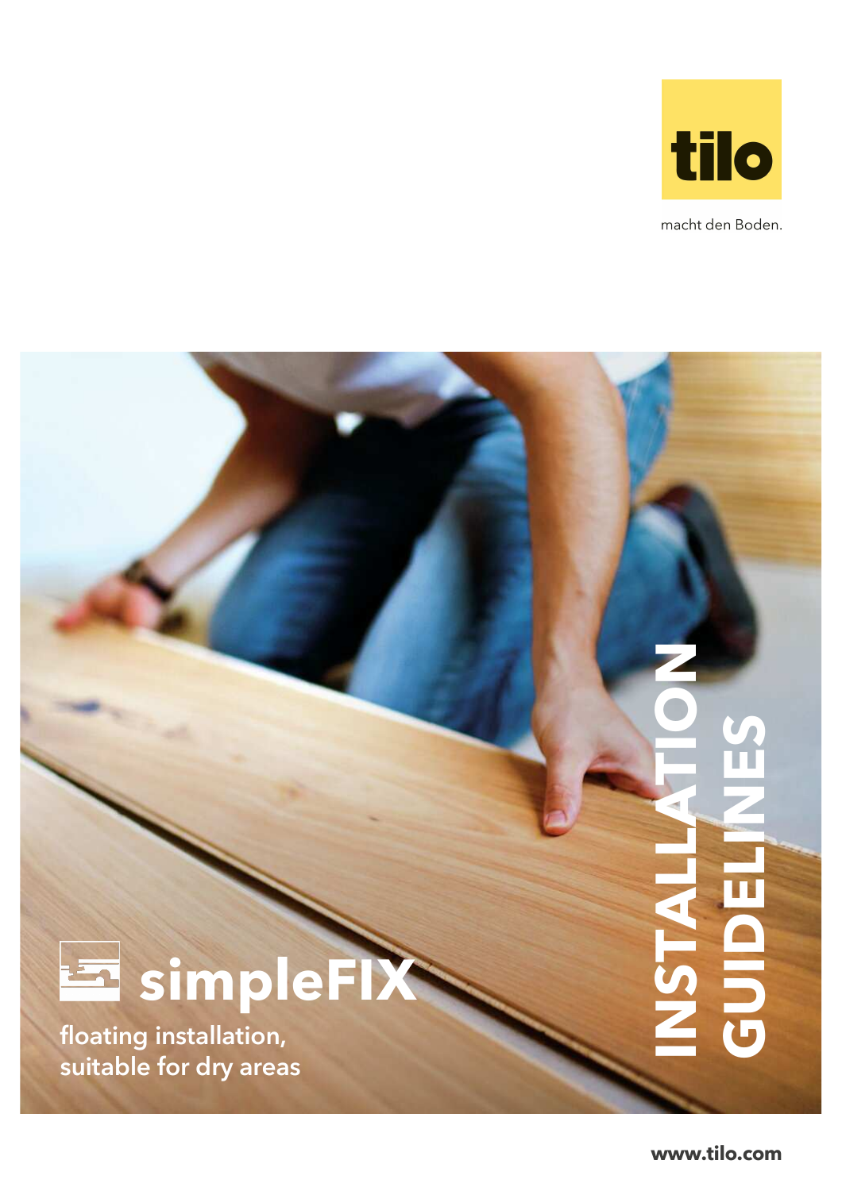tilo

macht den Boden.

# INSTALLATION GUIDELINES

## simpleFIX

**floating installation, suitable for dry areas**

**www.tilo.com**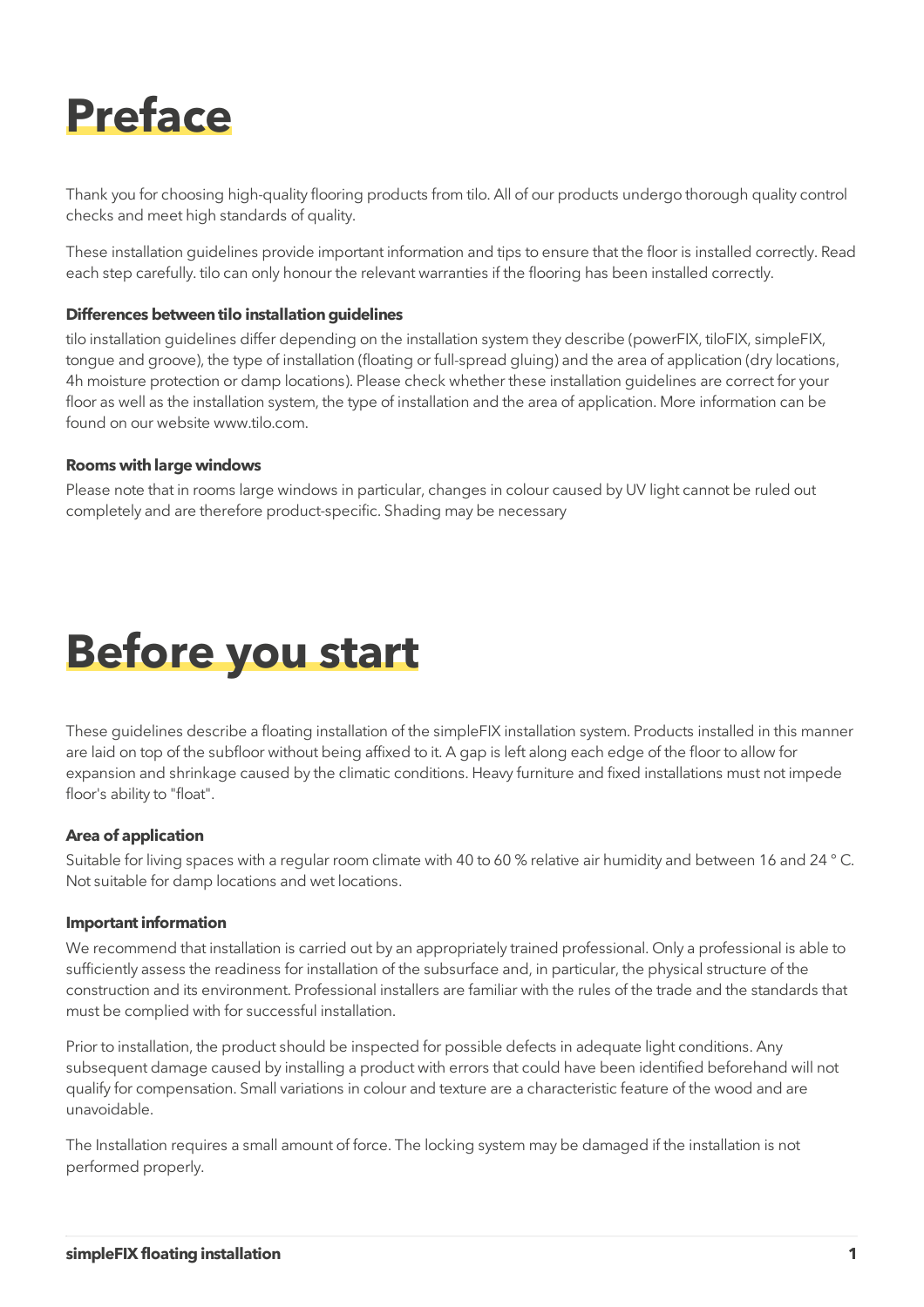# Preface

Thank you for choosing high-quality flooring products from tilo. All of our products undergo thorough quality control checks and meet high standards of quality.

These installation guidelines provide important information and tips to ensure that the floor is installed correctly. Read each step carefully. tilo can only honour the relevant warranties if the flooring has been installed correctly.

**Differences between tilo installation guidelines**

tilo installation guidelines differ depending on the installation system they describe (powerFIX, tiloFIX, simpleFIX, tongue and groove), the type of installation (floating or full-spread gluing) and the area of application (dry locations, 4h moisture protection or damp locations). Please check whether these installation guidelines are correct for your floor as well as the installation system, the type of installation and the area of application. More information can be found on our website www.tilo.com.

**Rooms with large windows**

Please note that in rooms large windows in particular, changes in colour caused by UV light cannot be ruled out completely and are therefore product-specific. Shading may be necessary

# Before you start

These guidelines describe a floating installation of the simpleFIX installation system. Products installed in this manner are laid on top of the subfloor without being affixed to it. A gap is left along each edge of the floor to allow for expansion and shrinkage caused by the climatic conditions. Heavy furniture and fixed installations must not impede floor's ability to "float".

**Area of application**

Suitable for living spaces with a regular room climate with 40 to 60 % relative air humidity and between 16 and 24 ° C. Not suitable for damp locations and wet locations.

**Important information**

We recommend that installation is carried out by an appropriately trained professional. Only a professional is able to sufficiently assess the readiness for installation of the subsurface and, in particular, the physical structure of the construction and its environment. Professional installers are familiar with the rules of the trade and the standards that must be complied with for successful installation.

Prior to installation, the product should be inspected for possible defects in adequate light conditions. Any subsequent damage caused by installing a product with errors that could have been identified beforehand will not qualify for compensation. Small variations in colour and texture are a characteristic feature of the wood and are unavoidable.

The Installation requires a small amount of force. The locking system may be damaged if the installation is not performed properly.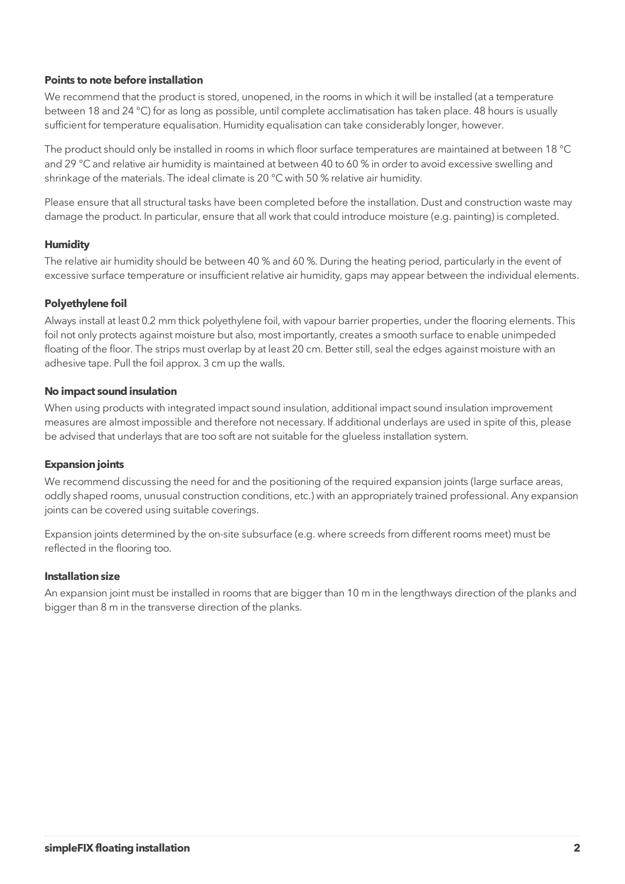### Points to note before installation

We recommend that the product is stored, unopened, in the rooms in which it will be installed (at a temperature between 18 and 24 °C) for as long as possible, until complete acclimatisation has taken place. 48 hours is usually sufficient for temperature equalisation. Humidity equalisation can take considerably longer, however.

The product should only be installed in rooms in which floor surface temperatures are maintained at between 18 °C and 29 °C and relative air humidity is maintained at between 40 to 60 % in order to avoid excessive swelling and shrinkage of the materials. The ideal climate is 20 °C with 50 % relative air humidity.

Please ensure that all structural tasks have been completed before the installation. Dust and construction waste may damage the product. In particular, ensure that all work that could introduce moisture (e.g. painting) is completed.

### Humidity

The relative air humidity should be between 40 % and 60 %. During the heating period, particularly in the event of excessive surface temperature or insufficient relative air humidity, gaps may appear between the individual elements.

### Polyethylene foil

Always install at least 0.2 mm thick polyethylene foil, with vapour barrier properties, under the flooring elements. This foil not only protects against moisture but also, most importantly, creates a smooth surface to enable unimpeded floating of the floor. The strips must overlap by at least 20 cm. Better still, seal the edges against moisture with an adhesive tape. Pull the foil approx. 3 cm up the walls.

### No impact sound insulation

When using products with integrated impact sound insulation, additional impact sound insulation improvement measures are almost impossible and therefore not necessary. If additional underlays are used in spite of this, please be advised that underlays that are too soft are not suitable for the glueless installation system.

### Expansion joints

We recommend discussing the need for and the positioning of the required expansion joints (large surface areas, oddly shaped rooms, unusual construction conditions, etc.) with an appropriately trained professional. Any expansion joints can be covered using suitable coverings.

Expansion joints determined by the on-site subsurface (e.g. where screeds from different rooms meet) must be reflected in the flooring too.

### Installation size

An expansion joint must be installed in rooms that are bigger than 10 m in the lengthways direction of the planks and bigger than 8 m in the transverse direction of the planks.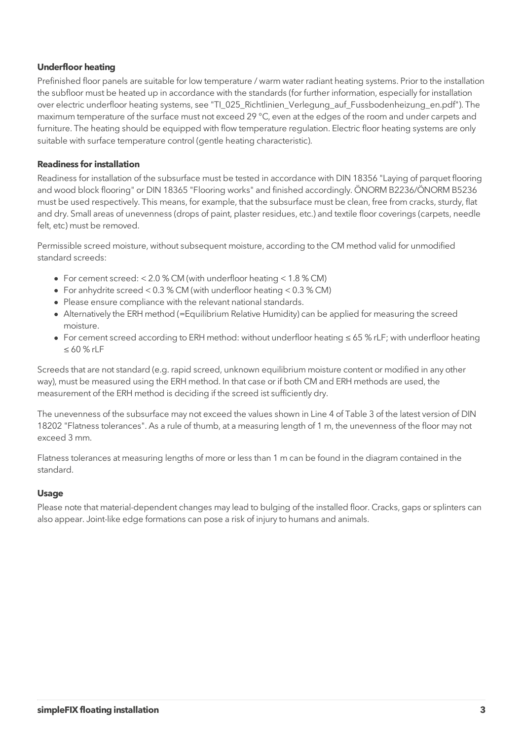### Underfloor heating

Prefinished floor panels are suitable for low temperature / warm water radiant heating systems. Prior to the installation the subfloor must be heated up in accordance with the standards (for further information, especially for installation over electric underfloor heating systems, see "TI_025_Richtlinien_Verlegung_auf_Fussbodenheizung_en.pdf"). The maximum temperature of the surface must not exceed 29 °C, even at the edges of the room and under carpets and furniture. The heating should be equipped with flow temperature regulation. Electric floor heating systems are only suitable with surface temperature control (gentle heating characteristic).

### Readiness for installation

Readiness for installation of the subsurface must be tested in accordance with DIN 18356 "Laying of parquet flooring and wood block flooring" or DIN 18365 "Flooring works" and finished accordingly. ÖNORM B2236/ÖNORM B5236 must be used respectively. This means, for example, that the subsurface must be clean, free from cracks, sturdy, flat and dry. Small areas of unevenness (drops of paint, plaster residues, etc.) and textile floor coverings (carpets, needle felt, etc) must be removed.

Permissible screed moisture, without subsequent moisture, according to the CM method valid for unmodified standard screeds:

- For cement screed: < 2.0 % CM (with underfloor heating < 1.8 % CM)
- For anhydrite screed < 0.3 % CM (with underfloor heating < 0.3 % CM)
- Please ensure compliance with the relevant national standards.
- Alternatively the ERH method (=Equilibrium Relative Humidity) can be applied for measuring the screed moisture.
- For cement screed according to ERH method: without underfloor heating ≤ 65 % rLF; with underfloor heating ≤ 60 % rLF

Screeds that are not standard (e.g. rapid screed, unknown equilibrium moisture content or modified in any other way), must be measured using the ERH method. In that case or if both CM and ERH methods are used, the measurement of the ERH method is deciding if the screed ist sufficiently dry.

The unevenness of the subsurface may not exceed the values shown in Line 4 of Table 3 of the latest version of DIN 18202 "Flatness tolerances". As a rule of thumb, at a measuring length of 1 m, the unevenness of the floor may not exceed 3 mm.

Flatness tolerances at measuring lengths of more or less than 1 m can be found in the diagram contained in the standard.

### Usage

Please note that material-dependent changes may lead to bulging of the installed floor. Cracks, gaps or splinters can also appear. Joint-like edge formations can pose a risk of injury to humans and animals.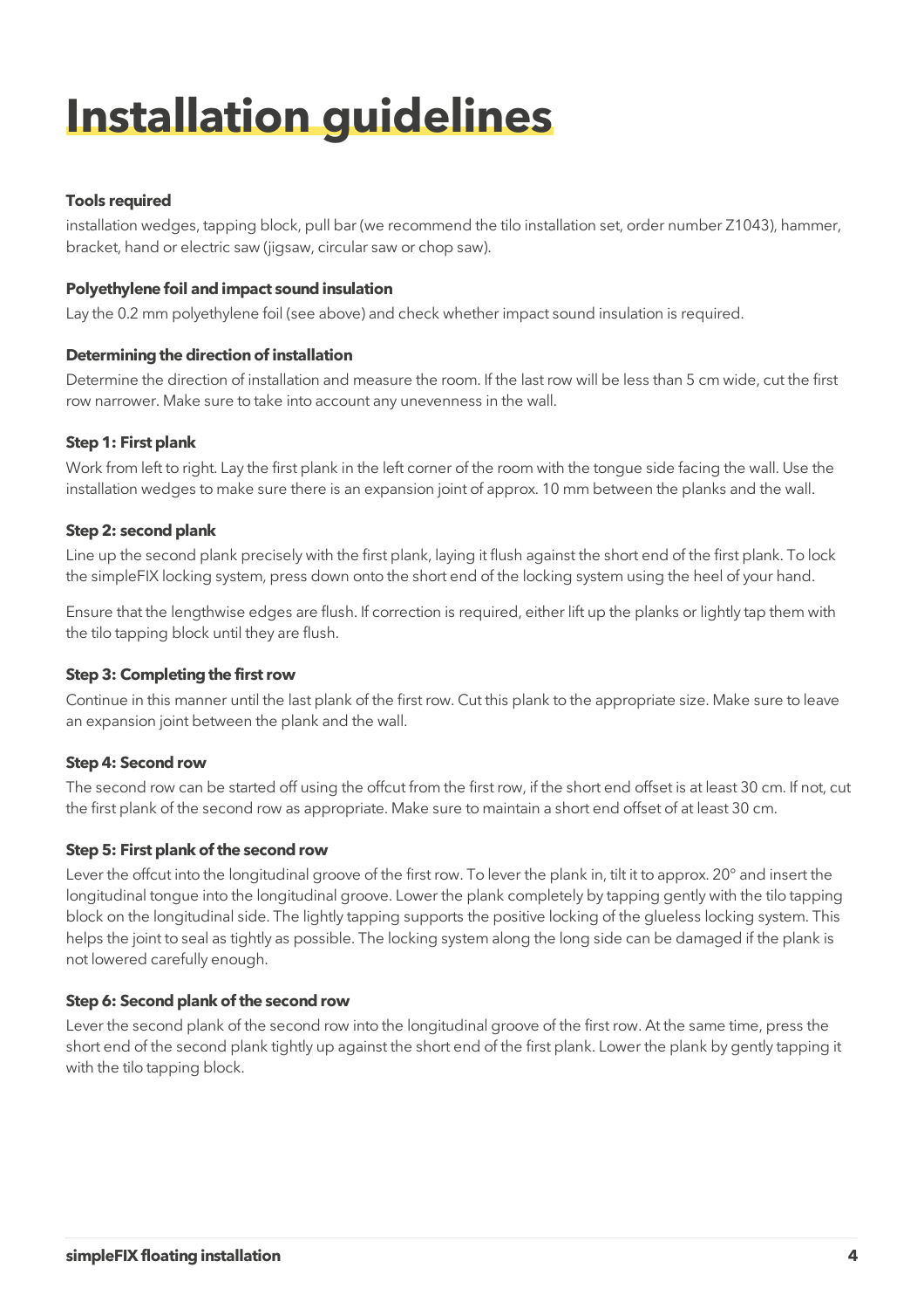# Installation guidelines

**Tools required**

installation wedges, tapping block, pull bar (we recommend the tilo installation set, order number Z1043), hammer, bracket, hand or electric saw (jigsaw, circular saw or chop saw).

**Polyethylene foil and impact sound insulation**

Lay the 0.2 mm polyethylene foil (see above) and check whether impact sound insulation is required.

**Determining the direction of installation**

Determine the direction of installation and measure the room. If the last row will be less than 5 cm wide, cut the first row narrower. Make sure to take into account any unevenness in the wall.

**Step 1: First plank**

Work from left to right. Lay the first plank in the left corner of the room with the tongue side facing the wall. Use the installation wedges to make sure there is an expansion joint of approx. 10 mm between the planks and the wall.

**Step 2: second plank**

Line up the second plank precisely with the first plank, laying it flush against the short end of the first plank. To lock the simpleFIX locking system, press down onto the short end of the locking system using the heel of your hand.

Ensure that the lengthwise edges are flush. If correction is required, either lift up the planks or lightly tap them with the tilo tapping block until they are flush.

**Step 3: Completing the first row**

Continue in this manner until the last plank of the first row. Cut this plank to the appropriate size. Make sure to leave an expansion joint between the plank and the wall.

**Step 4: Second row**

The second row can be started off using the offcut from the first row, if the short end offset is at least 30 cm. If not, cut the first plank of the second row as appropriate. Make sure to maintain a short end offset of at least 30 cm.

**Step 5: First plank of the second row**

Lever the offcut into the longitudinal groove of the first row. To lever the plank in, tilt it to approx. 20° and insert the longitudinal tongue into the longitudinal groove. Lower the plank completely by tapping gently with the tilo tapping block on the longitudinal side. The lightly tapping supports the positive locking of the glueless locking system. This helps the joint to seal as tightly as possible. The locking system along the long side can be damaged if the plank is not lowered carefully enough.

**Step 6: Second plank of the second row**

Lever the second plank of the second row into the longitudinal groove of the first row. At the same time, press the short end of the second plank tightly up against the short end of the first plank. Lower the plank by gently tapping it with the tilo tapping block.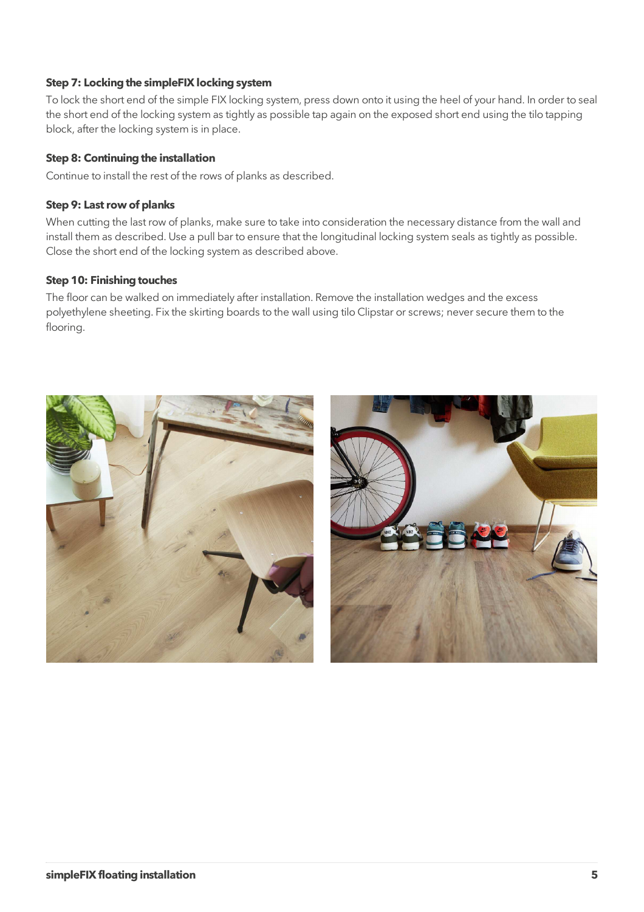### Step 7: Locking the simpleFIX locking system

To lock the short end of the simple FIX locking system, press down onto it using the heel of your hand. In order to seal the short end of the locking system as tightly as possible tap again on the exposed short end using the tilo tapping block, after the locking system is in place.

### Step 8: Continuing the installation

Continue to install the rest of the rows of planks as described.

### Step 9: Last row of planks

When cutting the last row of planks, make sure to take into consideration the necessary distance from the wall and install them as described. Use a pull bar to ensure that the longitudinal locking system seals as tightly as possible. Close the short end of the locking system as described above.

### Step 10: Finishing touches

The floor can be walked on immediately after installation. Remove the installation wedges and the excess polyethylene sheeting. Fix the skirting boards to the wall using tilo Clipstar or screws; never secure them to the flooring.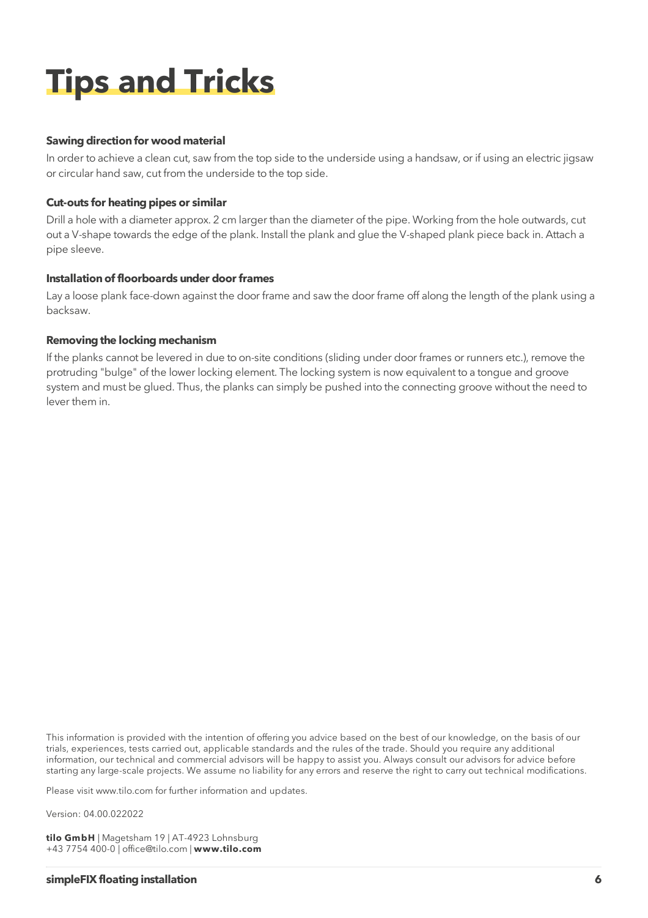# Tips and Tricks

**Sawing direction for wood material**

In order to achieve a clean cut, saw from the top side to the underside using a handsaw, or if using an electric jigsaw or circular hand saw, cut from the underside to the top side.

**Cut-outs for heating pipes or similar**

Drill a hole with a diameter approx. 2 cm larger than the diameter of the pipe. Working from the hole outwards, cut out a V-shape towards the edge of the plank. Install the plank and glue the V-shaped plank piece back in. Attach a pipe sleeve.

**Installation of floorboards under door frames**

Lay a loose plank face-down against the door frame and saw the door frame off along the length of the plank using a backsaw.

**Removing the locking mechanism**

If the planks cannot be levered in due to on-site conditions (sliding under door frames or runners etc.), remove the protruding "bulge" of the lower locking element. The locking system is now equivalent to a tongue and groove system and must be glued. Thus, the planks can simply be pushed into the connecting groove without the need to lever them in.

This information is provided with the intention of offering you advice based on the best of our knowledge, on the basis of our trials, experiences, tests carried out, applicable standards and the rules of the trade. Should you require any additional information, our technical and commercial advisors will be happy to assist you. Always consult our advisors for advice before starting any large-scale projects. We assume no liability for any errors and reserve the right to carry out technical modifications.

Please visit www.tilo.com for further information and updates.

Version: 04.00.022022

**tilo GmbH** | Magetsham 19 | AT-4923 Lohnsburg
+43 7754 400-0 | office@tilo.com | **www.tilo.com**